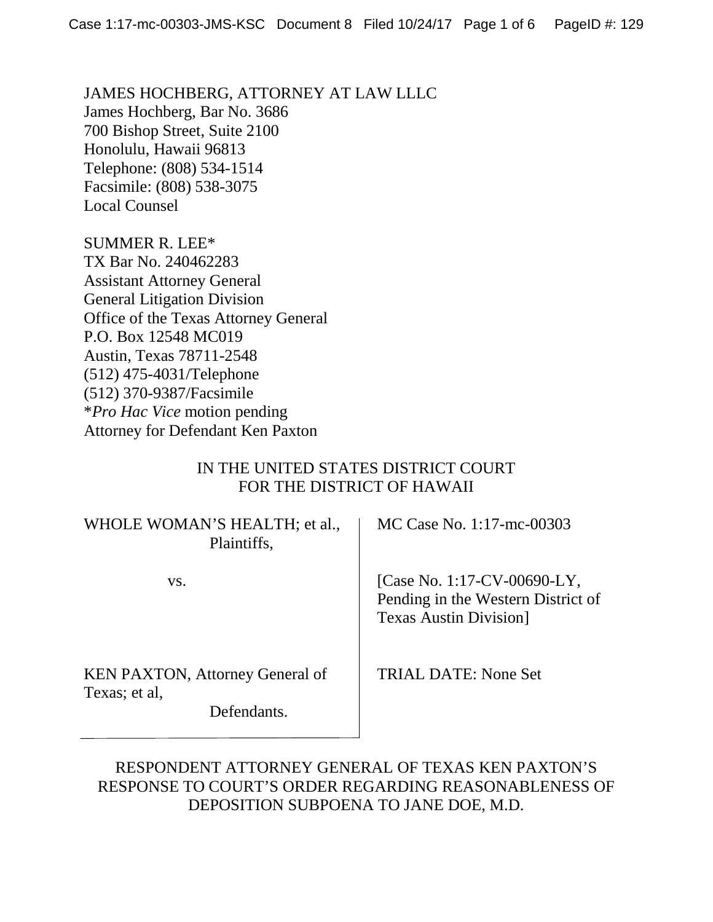JAMES HOCHBERG, ATTORNEY AT LAW LLLC
James Hochberg, Bar No. 3686
700 Bishop Street, Suite 2100
Honolulu, Hawaii 96813
Telephone: (808) 534-1514
Facsimile: (808) 538-3075
Local Counsel

SUMMER R. LEE*
TX Bar No. 240462283
Assistant Attorney General
General Litigation Division
Office of the Texas Attorney General
P.O. Box 12548 MC019
Austin, Texas 78711-2548
(512) 475-4031/Telephone
(512) 370-9387/Facsimile
**Pro Hac Vice* motion pending
Attorney for Defendant Ken Paxton

IN THE UNITED STATES DISTRICT COURT
FOR THE DISTRICT OF HAWAII

| | |
|---|---|
| WHOLE WOMAN'S HEALTH; et al., Plaintiffs, | MC Case No. 1:17-mc-00303 |
| vs. | [Case No. 1:17-CV-00690-LY, Pending in the Western District of Texas Austin Division] |
| KEN PAXTON, Attorney General of Texas; et al, Defendants. | TRIAL DATE: None Set |

RESPONDENT ATTORNEY GENERAL OF TEXAS KEN PAXTON'S RESPONSE TO COURT'S ORDER REGARDING REASONABLENESS OF DEPOSITION SUBPOENA TO JANE DOE, M.D.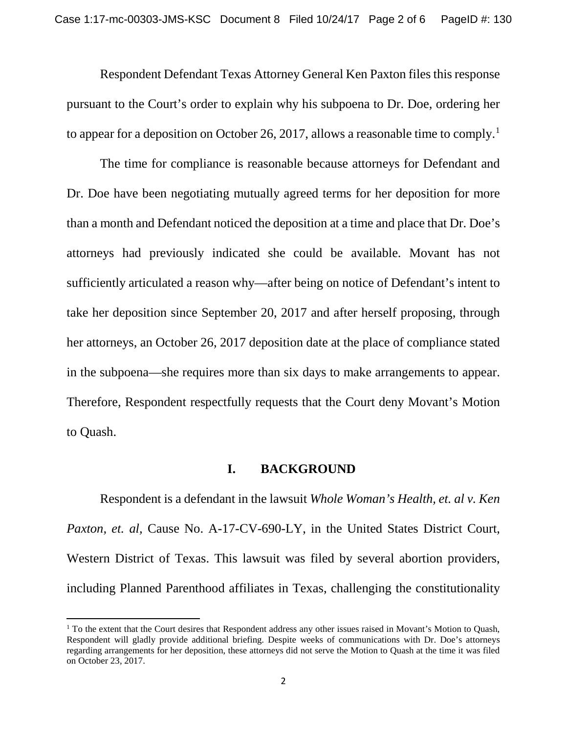Respondent Defendant Texas Attorney General Ken Paxton files this response pursuant to the Court's order to explain why his subpoena to Dr. Doe, ordering her to appear for a deposition on October 26, 2017, allows a reasonable time to comply.[1]

The time for compliance is reasonable because attorneys for Defendant and Dr. Doe have been negotiating mutually agreed terms for her deposition for more than a month and Defendant noticed the deposition at a time and place that Dr. Doe's attorneys had previously indicated she could be available. Movant has not sufficiently articulated a reason why—after being on notice of Defendant's intent to take her deposition since September 20, 2017 and after herself proposing, through her attorneys, an October 26, 2017 deposition date at the place of compliance stated in the subpoena—she requires more than six days to make arrangements to appear. Therefore, Respondent respectfully requests that the Court deny Movant's Motion to Quash.

## I. BACKGROUND

Respondent is a defendant in the lawsuit *Whole Woman's Health, et. al v. Ken Paxton, et. al*, Cause No. A-17-CV-690-LY, in the United States District Court, Western District of Texas. This lawsuit was filed by several abortion providers, including Planned Parenthood affiliates in Texas, challenging the constitutionality

---

[1] To the extent that the Court desires that Respondent address any other issues raised in Movant's Motion to Quash, Respondent will gladly provide additional briefing. Despite weeks of communications with Dr. Doe's attorneys regarding arrangements for her deposition, these attorneys did not serve the Motion to Quash at the time it was filed on October 23, 2017.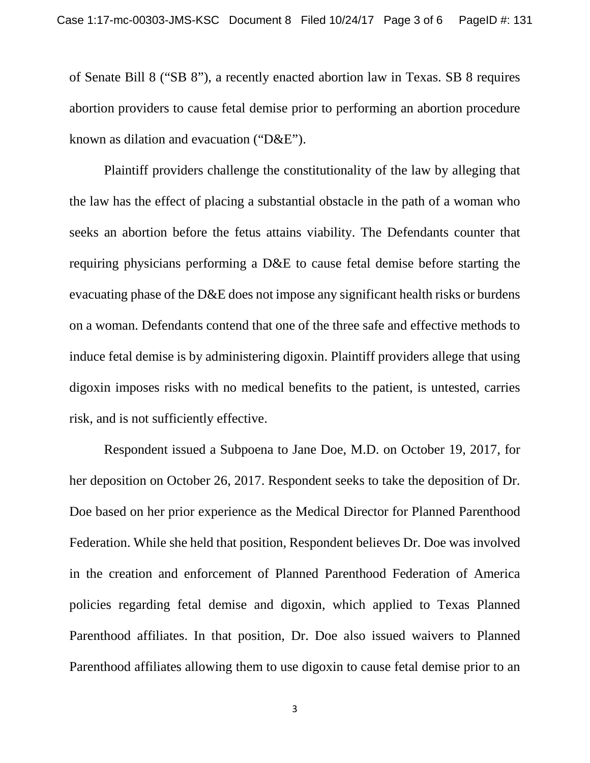of Senate Bill 8 ("SB 8"), a recently enacted abortion law in Texas. SB 8 requires abortion providers to cause fetal demise prior to performing an abortion procedure known as dilation and evacuation ("D&E").

Plaintiff providers challenge the constitutionality of the law by alleging that the law has the effect of placing a substantial obstacle in the path of a woman who seeks an abortion before the fetus attains viability. The Defendants counter that requiring physicians performing a D&E to cause fetal demise before starting the evacuating phase of the D&E does not impose any significant health risks or burdens on a woman. Defendants contend that one of the three safe and effective methods to induce fetal demise is by administering digoxin. Plaintiff providers allege that using digoxin imposes risks with no medical benefits to the patient, is untested, carries risk, and is not sufficiently effective.

Respondent issued a Subpoena to Jane Doe, M.D. on October 19, 2017, for her deposition on October 26, 2017. Respondent seeks to take the deposition of Dr. Doe based on her prior experience as the Medical Director for Planned Parenthood Federation. While she held that position, Respondent believes Dr. Doe was involved in the creation and enforcement of Planned Parenthood Federation of America policies regarding fetal demise and digoxin, which applied to Texas Planned Parenthood affiliates. In that position, Dr. Doe also issued waivers to Planned Parenthood affiliates allowing them to use digoxin to cause fetal demise prior to an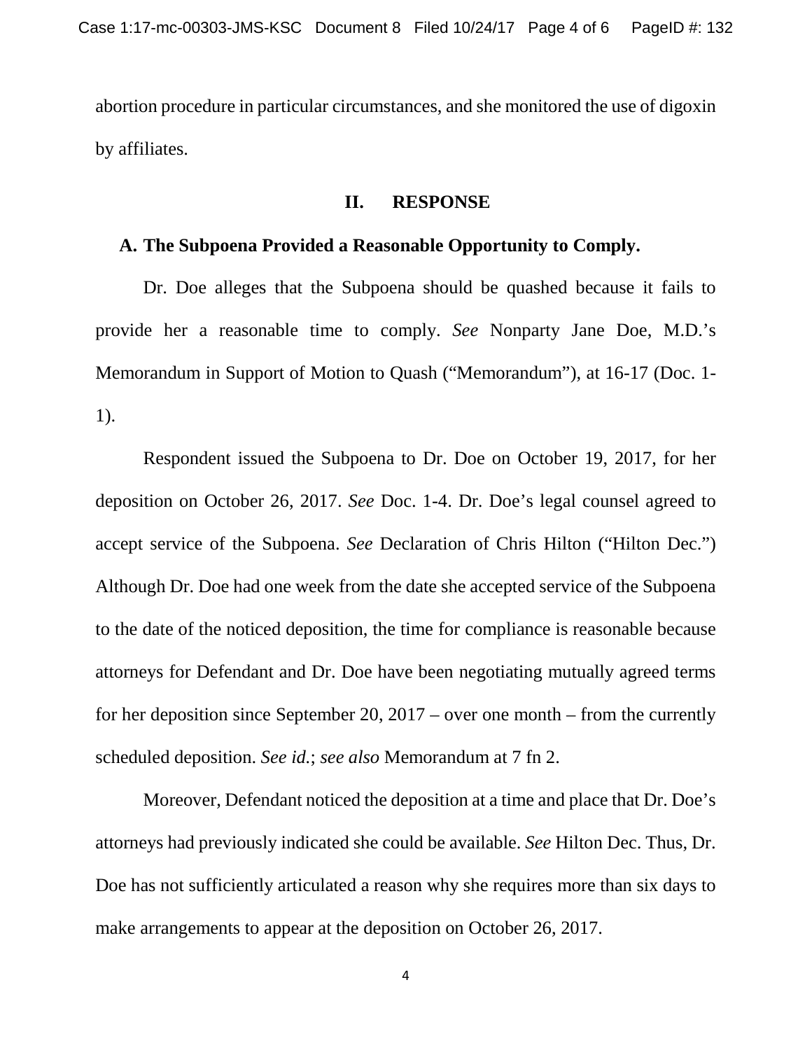abortion procedure in particular circumstances, and she monitored the use of digoxin by affiliates.

## II. RESPONSE

### A. The Subpoena Provided a Reasonable Opportunity to Comply.

Dr. Doe alleges that the Subpoena should be quashed because it fails to provide her a reasonable time to comply. *See* Nonparty Jane Doe, M.D.'s Memorandum in Support of Motion to Quash ("Memorandum"), at 16-17 (Doc. 1-1).

Respondent issued the Subpoena to Dr. Doe on October 19, 2017, for her deposition on October 26, 2017. *See* Doc. 1-4. Dr. Doe's legal counsel agreed to accept service of the Subpoena. *See* Declaration of Chris Hilton ("Hilton Dec.") Although Dr. Doe had one week from the date she accepted service of the Subpoena to the date of the noticed deposition, the time for compliance is reasonable because attorneys for Defendant and Dr. Doe have been negotiating mutually agreed terms for her deposition since September 20, 2017 – over one month – from the currently scheduled deposition. *See id.*; *see also* Memorandum at 7 fn 2.

Moreover, Defendant noticed the deposition at a time and place that Dr. Doe's attorneys had previously indicated she could be available. *See* Hilton Dec. Thus, Dr. Doe has not sufficiently articulated a reason why she requires more than six days to make arrangements to appear at the deposition on October 26, 2017.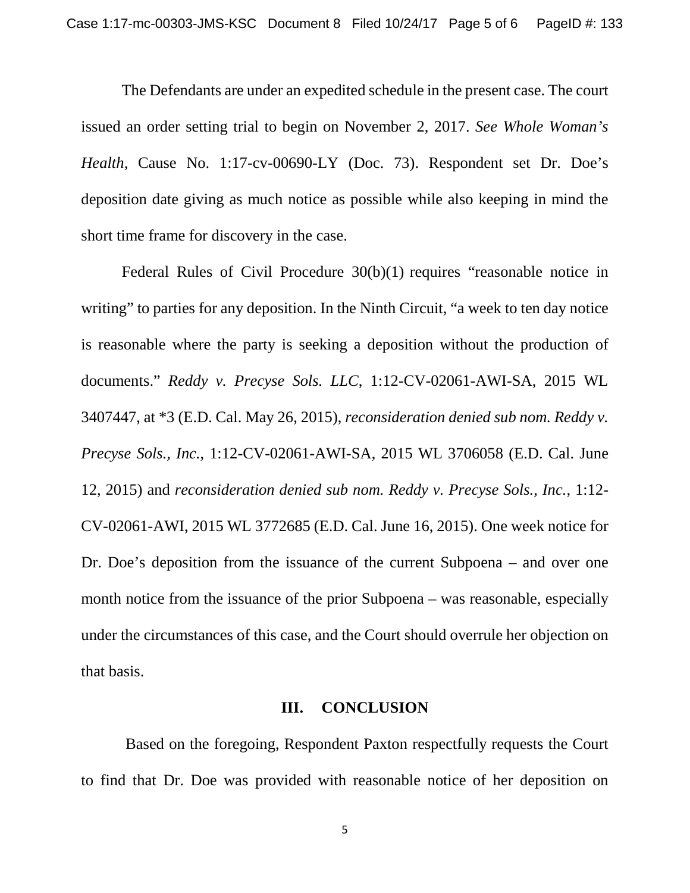The Defendants are under an expedited schedule in the present case. The court issued an order setting trial to begin on November 2, 2017. *See Whole Woman's Health*, Cause No. 1:17-cv-00690-LY (Doc. 73). Respondent set Dr. Doe's deposition date giving as much notice as possible while also keeping in mind the short time frame for discovery in the case.

Federal Rules of Civil Procedure 30(b)(1) requires "reasonable notice in writing" to parties for any deposition. In the Ninth Circuit, "a week to ten day notice is reasonable where the party is seeking a deposition without the production of documents." *Reddy v. Precyse Sols. LLC*, 1:12-CV-02061-AWI-SA, 2015 WL 3407447, at *3 (E.D. Cal. May 26, 2015), *reconsideration denied sub nom. Reddy v. Precyse Sols., Inc.*, 1:12-CV-02061-AWI-SA, 2015 WL 3706058 (E.D. Cal. June 12, 2015) and *reconsideration denied sub nom. Reddy v. Precyse Sols., Inc.*, 1:12-CV-02061-AWI, 2015 WL 3772685 (E.D. Cal. June 16, 2015). One week notice for Dr. Doe's deposition from the issuance of the current Subpoena – and over one month notice from the issuance of the prior Subpoena – was reasonable, especially under the circumstances of this case, and the Court should overrule her objection on that basis.

## III. CONCLUSION

Based on the foregoing, Respondent Paxton respectfully requests the Court to find that Dr. Doe was provided with reasonable notice of her deposition on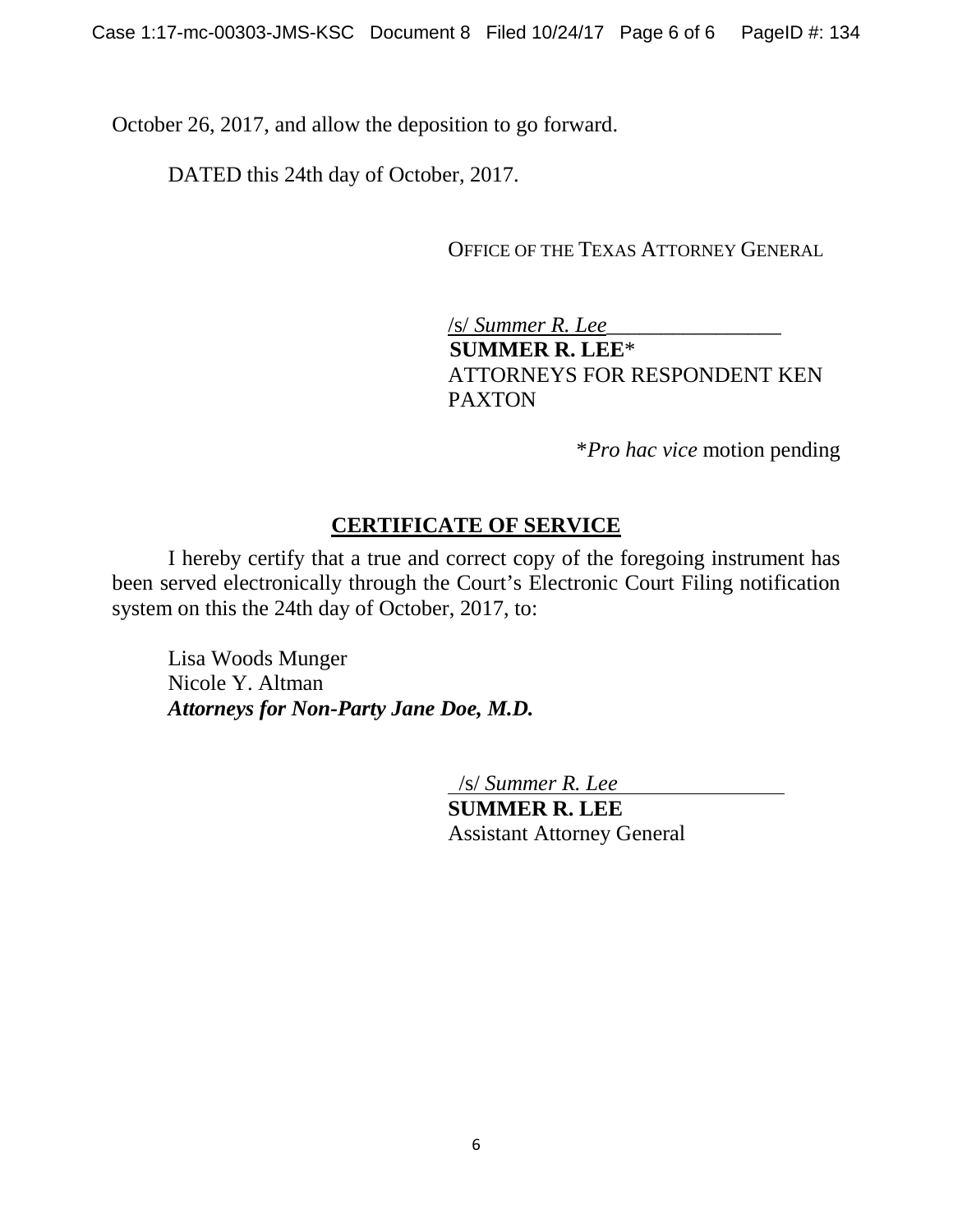October 26, 2017, and allow the deposition to go forward.

DATED this 24th day of October, 2017.

OFFICE OF THE TEXAS ATTORNEY GENERAL

/s/ *Summer R. Lee*
**SUMMER R. LEE***
ATTORNEYS FOR RESPONDENT KEN PAXTON

**Pro hac vice* motion pending

## CERTIFICATE OF SERVICE

I hereby certify that a true and correct copy of the foregoing instrument has been served electronically through the Court's Electronic Court Filing notification system on this the 24th day of October, 2017, to:

Lisa Woods Munger
Nicole Y. Altman
***Attorneys for Non-Party Jane Doe, M.D.***

/s/ *Summer R. Lee*
**SUMMER R. LEE**
Assistant Attorney General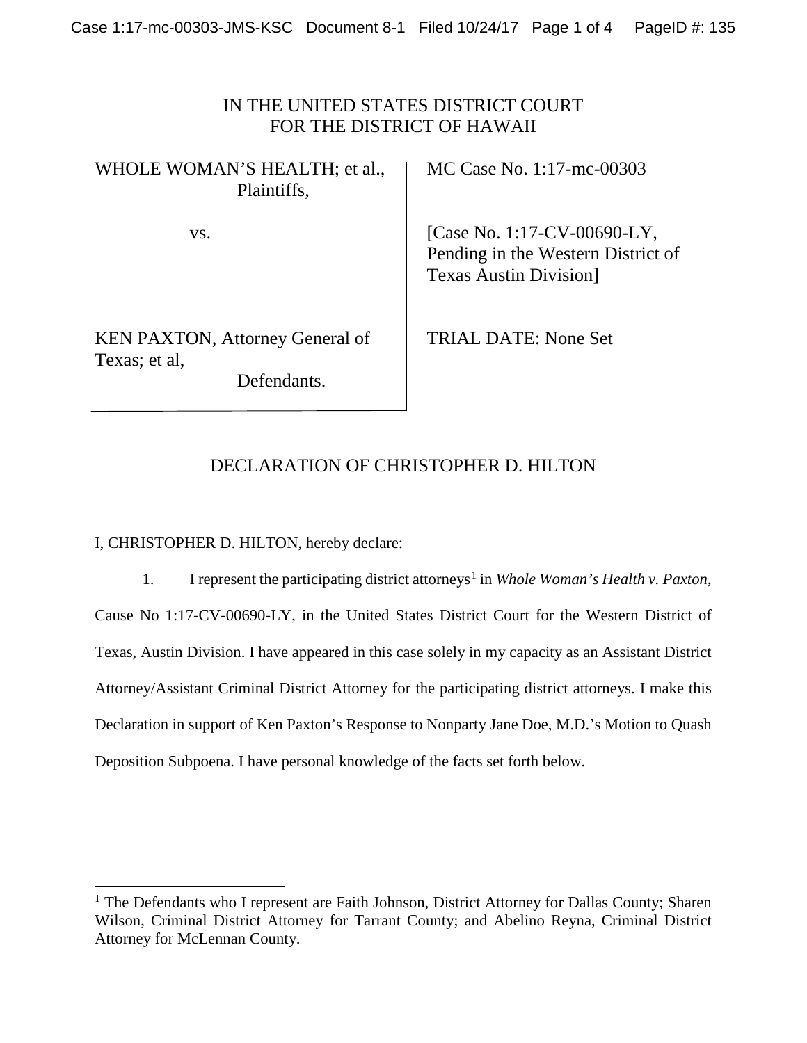IN THE UNITED STATES DISTRICT COURT
FOR THE DISTRICT OF HAWAII

| | |
|---|---|
| WHOLE WOMAN'S HEALTH; et al., Plaintiffs, | MC Case No. 1:17-mc-00303 |
| vs. | [Case No. 1:17-CV-00690-LY, Pending in the Western District of Texas Austin Division] |
| KEN PAXTON, Attorney General of Texas; et al, Defendants. | TRIAL DATE: None Set |

## DECLARATION OF CHRISTOPHER D. HILTON

I, CHRISTOPHER D. HILTON, hereby declare:

1. I represent the participating district attorneys[1] in *Whole Woman's Health v. Paxton*, Cause No 1:17-CV-00690-LY, in the United States District Court for the Western District of Texas, Austin Division. I have appeared in this case solely in my capacity as an Assistant District Attorney/Assistant Criminal District Attorney for the participating district attorneys. I make this Declaration in support of Ken Paxton's Response to Nonparty Jane Doe, M.D.'s Motion to Quash Deposition Subpoena. I have personal knowledge of the facts set forth below.

[1] The Defendants who I represent are Faith Johnson, District Attorney for Dallas County; Sharen Wilson, Criminal District Attorney for Tarrant County; and Abelino Reyna, Criminal District Attorney for McLennan County.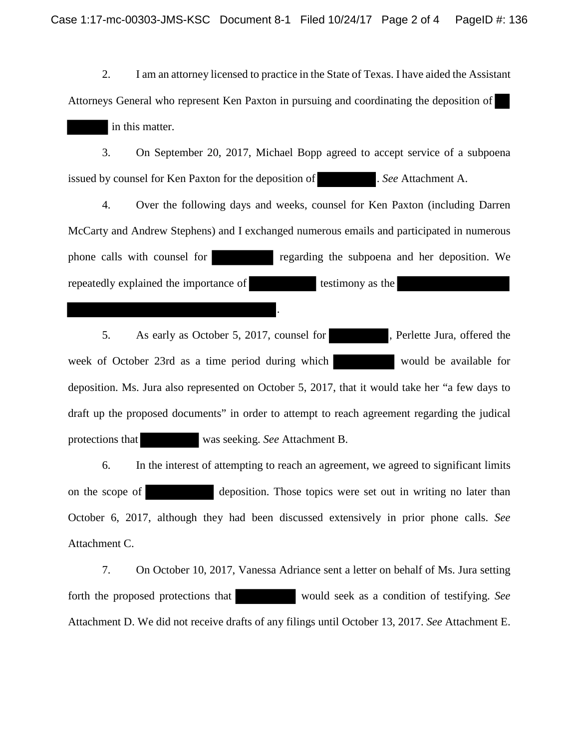2. I am an attorney licensed to practice in the State of Texas. I have aided the Assistant Attorneys General who represent Ken Paxton in pursuing and coordinating the deposition of ██ ████ in this matter.

3. On September 20, 2017, Michael Bopp agreed to accept service of a subpoena issued by counsel for Ken Paxton for the deposition of ██████. *See* Attachment A.

4. Over the following days and weeks, counsel for Ken Paxton (including Darren McCarty and Andrew Stephens) and I exchanged numerous emails and participated in numerous phone calls with counsel for ██████ regarding the subpoena and her deposition. We repeatedly explained the importance of ██████ testimony as the ████████████ ██████████████████████.

5. As early as October 5, 2017, counsel for ██████, Perlette Jura, offered the week of October 23rd as a time period during which ██████ would be available for deposition. Ms. Jura also represented on October 5, 2017, that it would take her "a few days to draft up the proposed documents" in order to attempt to reach agreement regarding the judical protections that ██████ was seeking. *See* Attachment B.

6. In the interest of attempting to reach an agreement, we agreed to significant limits on the scope of ██████ deposition. Those topics were set out in writing no later than October 6, 2017, although they had been discussed extensively in prior phone calls. *See* Attachment C.

7. On October 10, 2017, Vanessa Adriance sent a letter on behalf of Ms. Jura setting forth the proposed protections that ██████ would seek as a condition of testifying. *See* Attachment D. We did not receive drafts of any filings until October 13, 2017. *See* Attachment E.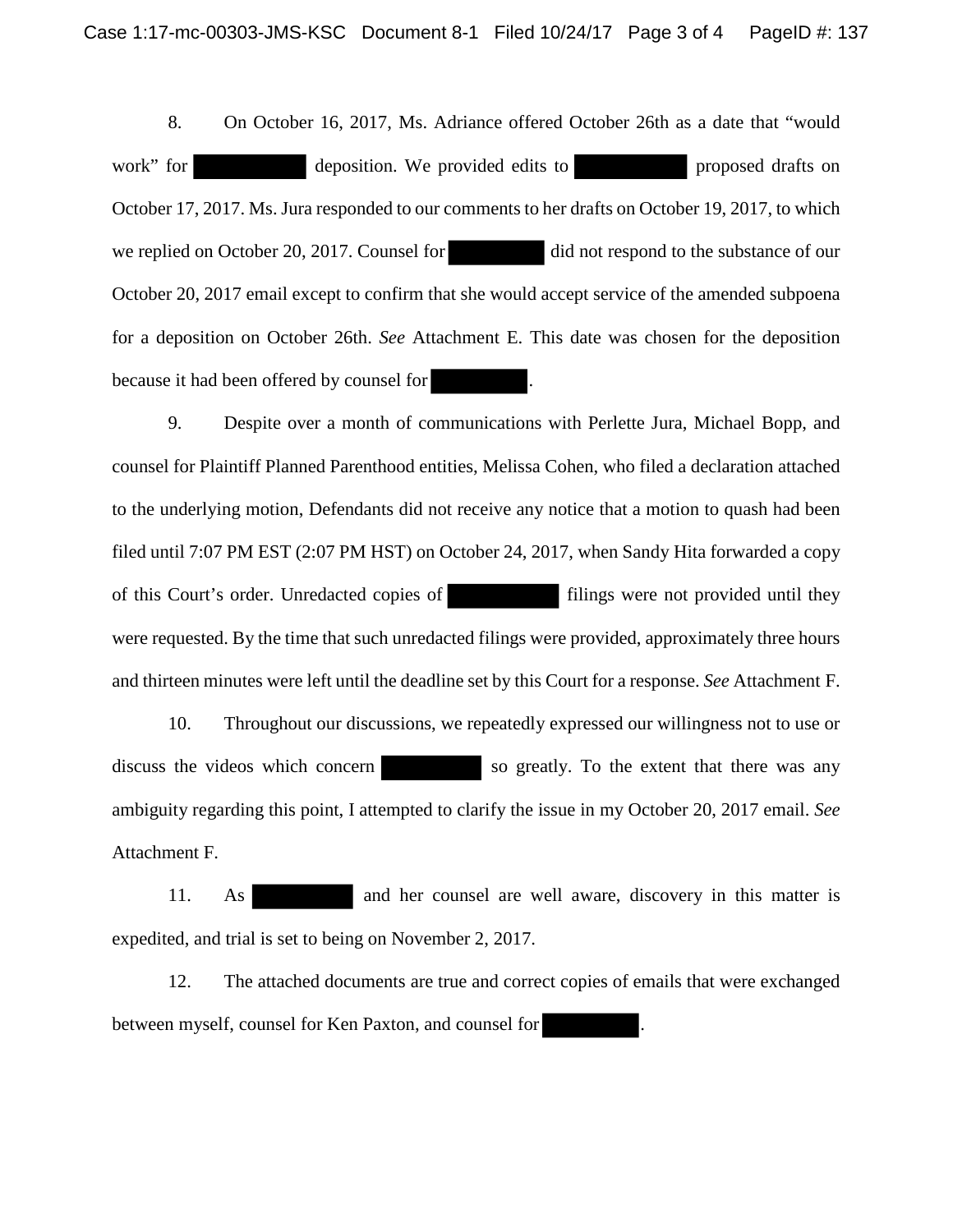8. On October 16, 2017, Ms. Adriance offered October 26th as a date that "would work" for [REDACTED] deposition. We provided edits to [REDACTED] proposed drafts on October 17, 2017. Ms. Jura responded to our comments to her drafts on October 19, 2017, to which we replied on October 20, 2017. Counsel for [REDACTED] did not respond to the substance of our October 20, 2017 email except to confirm that she would accept service of the amended subpoena for a deposition on October 26th. *See* Attachment E. This date was chosen for the deposition because it had been offered by counsel for [REDACTED].

9. Despite over a month of communications with Perlette Jura, Michael Bopp, and counsel for Plaintiff Planned Parenthood entities, Melissa Cohen, who filed a declaration attached to the underlying motion, Defendants did not receive any notice that a motion to quash had been filed until 7:07 PM EST (2:07 PM HST) on October 24, 2017, when Sandy Hita forwarded a copy of this Court's order. Unredacted copies of [REDACTED] filings were not provided until they were requested. By the time that such unredacted filings were provided, approximately three hours and thirteen minutes were left until the deadline set by this Court for a response. *See* Attachment F.

10. Throughout our discussions, we repeatedly expressed our willingness not to use or discuss the videos which concern [REDACTED] so greatly. To the extent that there was any ambiguity regarding this point, I attempted to clarify the issue in my October 20, 2017 email. *See* Attachment F.

11. As [REDACTED] and her counsel are well aware, discovery in this matter is expedited, and trial is set to being on November 2, 2017.

12. The attached documents are true and correct copies of emails that were exchanged between myself, counsel for Ken Paxton, and counsel for [REDACTED].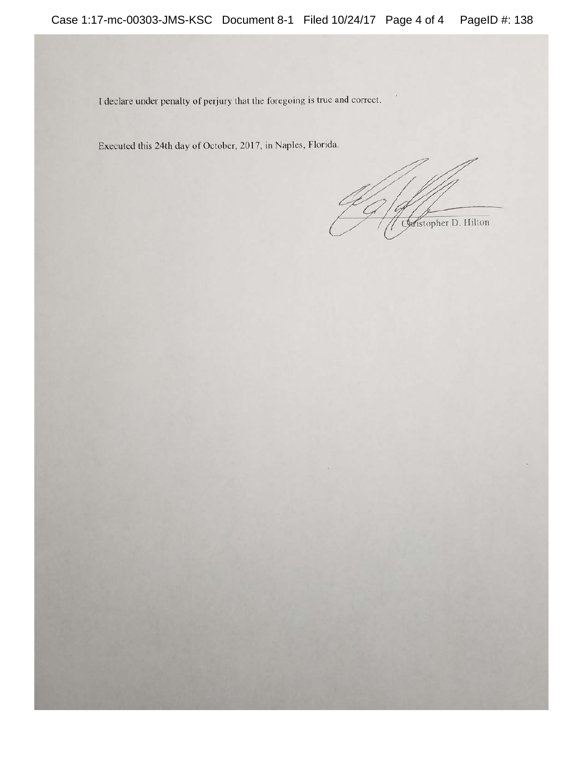I declare under penalty of perjury that the foregoing is true and correct.

Executed this 24th day of October, 2017, in Naples, Florida.

Christopher D. Hilton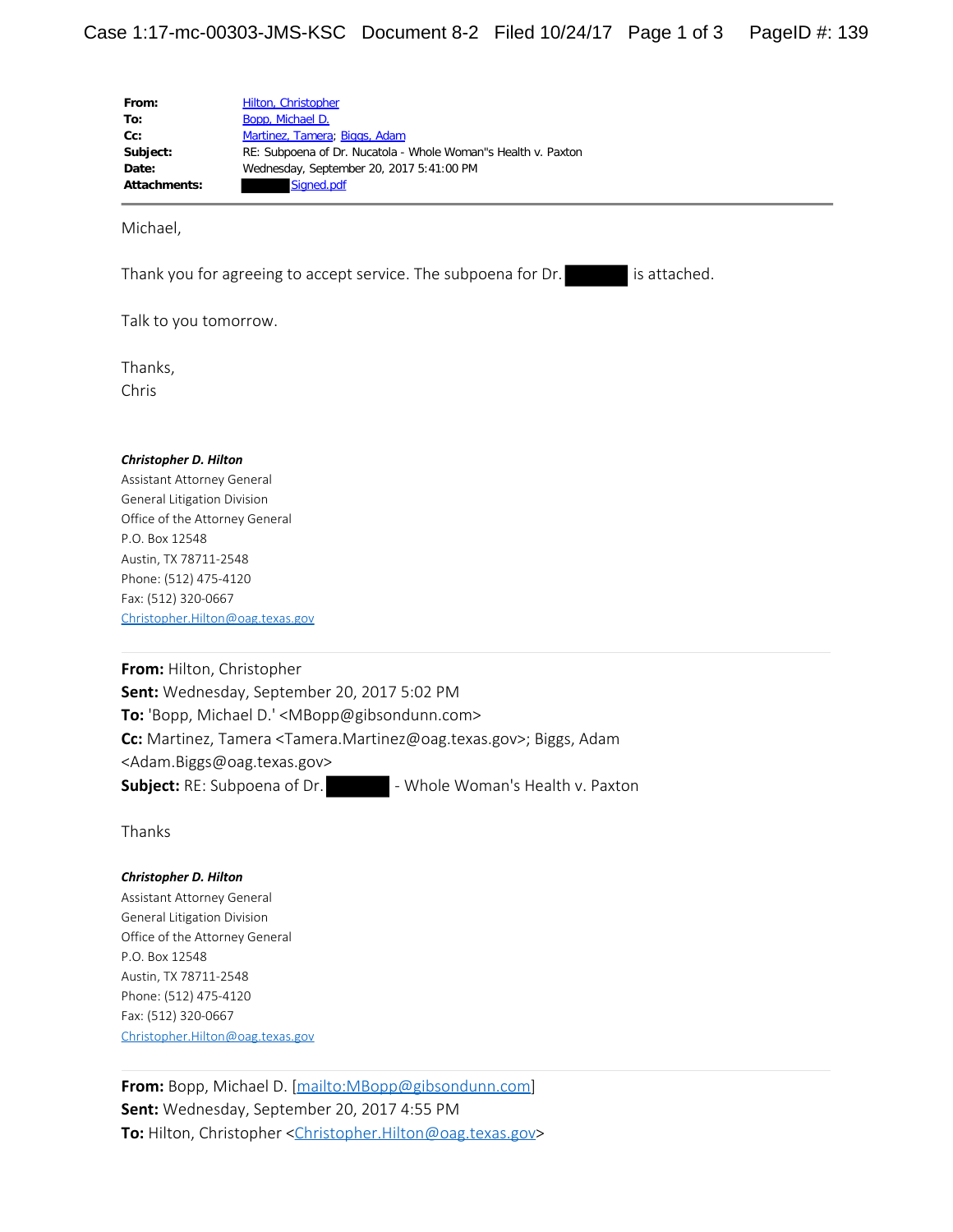| | |
|---|---|
| **From:** | Hilton, Christopher |
| **To:** | Bopp, Michael D. |
| **Cc:** | Martinez, Tamera; Biggs, Adam |
| **Subject:** | RE: Subpoena of Dr. Nucatola - Whole Woman"s Health v. Paxton |
| **Date:** | Wednesday, September 20, 2017 5:41:00 PM |
| **Attachments:** | ██████ Signed.pdf |

Michael,

Thank you for agreeing to accept service. The subpoena for Dr. ██████ is attached.

Talk to you tomorrow.

Thanks,
Chris

***Christopher D. Hilton***
Assistant Attorney General
General Litigation Division
Office of the Attorney General
P.O. Box 12548
Austin, TX 78711-2548
Phone: (512) 475-4120
Fax: (512) 320-0667
Christopher.Hilton@oag.texas.gov

---

**From:** Hilton, Christopher
**Sent:** Wednesday, September 20, 2017 5:02 PM
**To:** 'Bopp, Michael D.' <MBopp@gibsondunn.com>
**Cc:** Martinez, Tamera <Tamera.Martinez@oag.texas.gov>; Biggs, Adam <Adam.Biggs@oag.texas.gov>
**Subject:** RE: Subpoena of Dr. ██████ - Whole Woman's Health v. Paxton

Thanks

***Christopher D. Hilton***
Assistant Attorney General
General Litigation Division
Office of the Attorney General
P.O. Box 12548
Austin, TX 78711-2548
Phone: (512) 475-4120
Fax: (512) 320-0667
Christopher.Hilton@oag.texas.gov

---

**From:** Bopp, Michael D. [mailto:MBopp@gibsondunn.com]
**Sent:** Wednesday, September 20, 2017 4:55 PM
**To:** Hilton, Christopher <Christopher.Hilton@oag.texas.gov>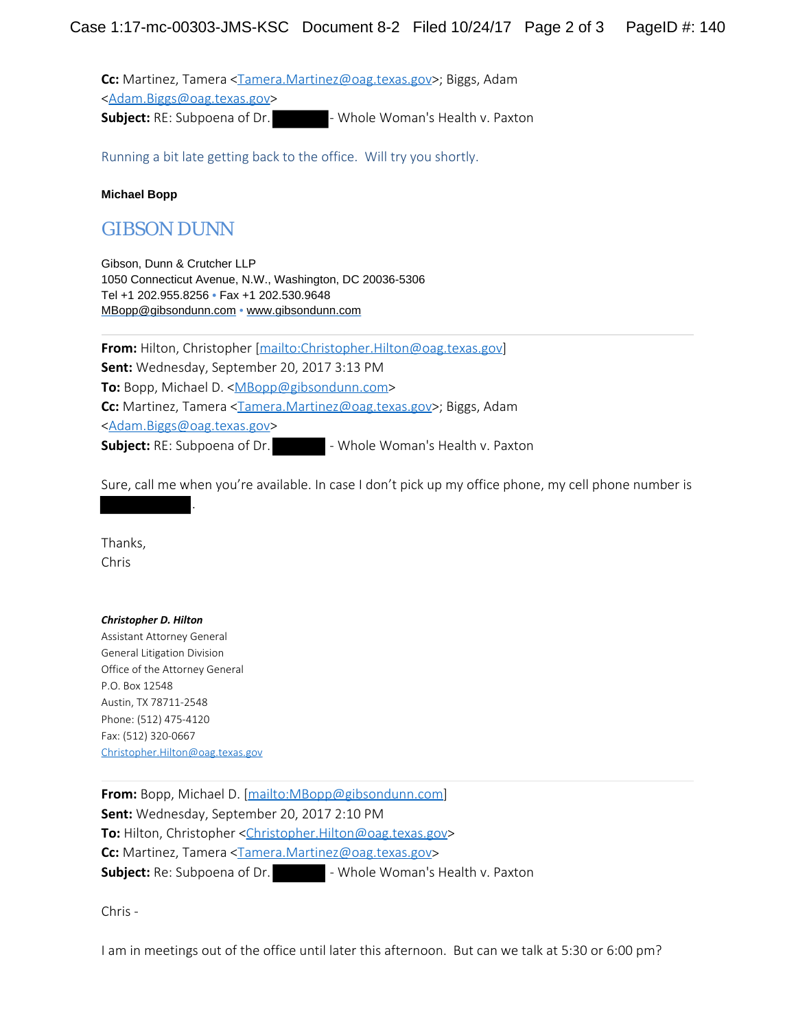**Cc:** Martinez, Tamera <Tamera.Martinez@oag.texas.gov>; Biggs, Adam <Adam.Biggs@oag.texas.gov>
**Subject:** RE: Subpoena of Dr. ██████ - Whole Woman's Health v. Paxton

Running a bit late getting back to the office. Will try you shortly.

**Michael Bopp**

GIBSON DUNN

Gibson, Dunn & Crutcher LLP
1050 Connecticut Avenue, N.W., Washington, DC 20036-5306
Tel +1 202.955.8256 • Fax +1 202.530.9648
MBopp@gibsondunn.com • www.gibsondunn.com

---

**From:** Hilton, Christopher [mailto:Christopher.Hilton@oag.texas.gov]
**Sent:** Wednesday, September 20, 2017 3:13 PM
**To:** Bopp, Michael D. <MBopp@gibsondunn.com>
**Cc:** Martinez, Tamera <Tamera.Martinez@oag.texas.gov>; Biggs, Adam <Adam.Biggs@oag.texas.gov>
**Subject:** RE: Subpoena of Dr. ██████ - Whole Woman's Health v. Paxton

Sure, call me when you're available. In case I don't pick up my office phone, my cell phone number is ████████.

Thanks,
Chris

***Christopher D. Hilton***
Assistant Attorney General
General Litigation Division
Office of the Attorney General
P.O. Box 12548
Austin, TX 78711-2548
Phone: (512) 475-4120
Fax: (512) 320-0667
Christopher.Hilton@oag.texas.gov

---

**From:** Bopp, Michael D. [mailto:MBopp@gibsondunn.com]
**Sent:** Wednesday, September 20, 2017 2:10 PM
**To:** Hilton, Christopher <Christopher.Hilton@oag.texas.gov>
**Cc:** Martinez, Tamera <Tamera.Martinez@oag.texas.gov>
**Subject:** Re: Subpoena of Dr. ██████ - Whole Woman's Health v. Paxton

Chris -

I am in meetings out of the office until later this afternoon. But can we talk at 5:30 or 6:00 pm?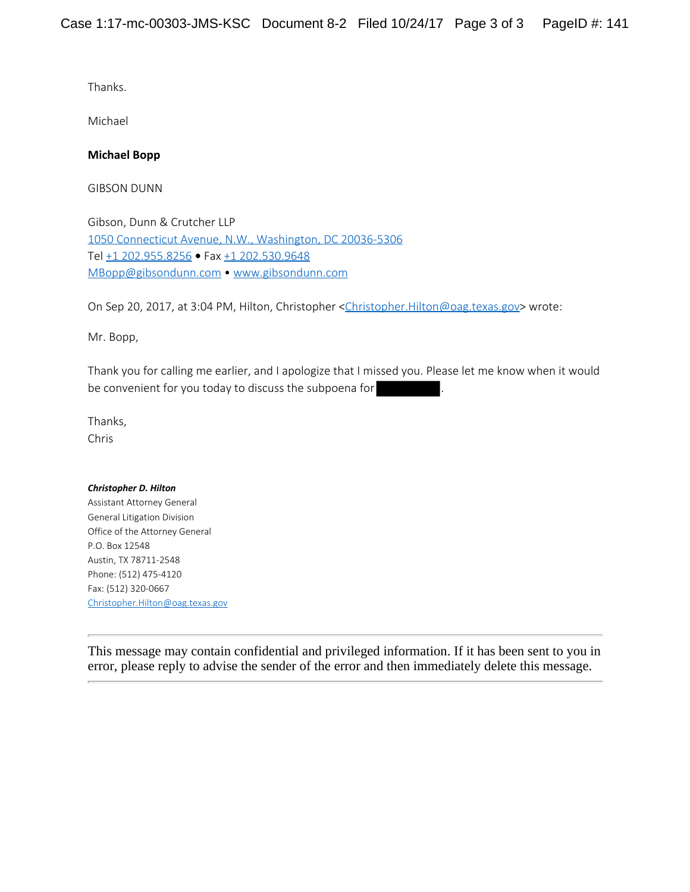Thanks.

Michael

**Michael Bopp**

GIBSON DUNN

Gibson, Dunn & Crutcher LLP
1050 Connecticut Avenue, N.W., Washington, DC 20036-5306
Tel +1 202.955.8256 • Fax +1 202.530.9648
MBopp@gibsondunn.com • www.gibsondunn.com

On Sep 20, 2017, at 3:04 PM, Hilton, Christopher <Christopher.Hilton@oag.texas.gov> wrote:

Mr. Bopp,

Thank you for calling me earlier, and I apologize that I missed you. Please let me know when it would be convenient for you today to discuss the subpoena for [REDACTED].

Thanks,
Chris

***Christopher D. Hilton***
Assistant Attorney General
General Litigation Division
Office of the Attorney General
P.O. Box 12548
Austin, TX 78711-2548
Phone: (512) 475-4120
Fax: (512) 320-0667
Christopher.Hilton@oag.texas.gov

---

This message may contain confidential and privileged information. If it has been sent to you in error, please reply to advise the sender of the error and then immediately delete this message.

---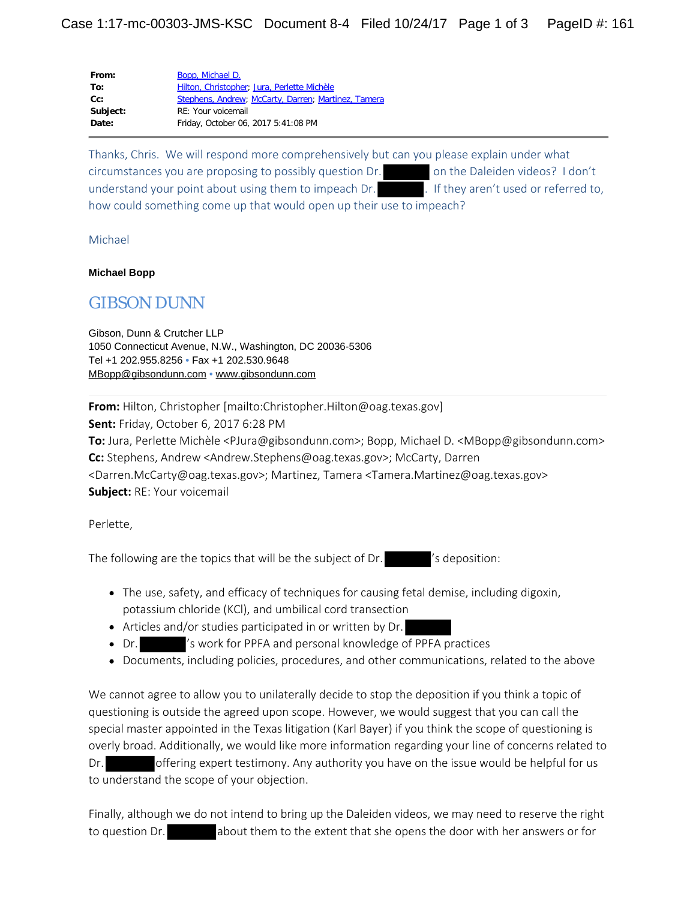| | |
|---|---|
| **From:** | Bopp, Michael D. |
| **To:** | Hilton, Christopher; Jura, Perlette Michèle |
| **Cc:** | Stephens, Andrew; McCarty, Darren; Martinez, Tamera |
| **Subject:** | RE: Your voicemail |
| **Date:** | Friday, October 06, 2017 5:41:08 PM |

---

Thanks, Chris. We will respond more comprehensively but can you please explain under what circumstances you are proposing to possibly question Dr. [REDACTED] on the Daleiden videos? I don't understand your point about using them to impeach Dr. [REDACTED]. If they aren't used or referred to, how could something come up that would open up their use to impeach?

Michael

**Michael Bopp**

GIBSON DUNN

Gibson, Dunn & Crutcher LLP
1050 Connecticut Avenue, N.W., Washington, DC 20036-5306
Tel +1 202.955.8256 • Fax +1 202.530.9648
MBopp@gibsondunn.com • www.gibsondunn.com

---

**From:** Hilton, Christopher [mailto:Christopher.Hilton@oag.texas.gov]
**Sent:** Friday, October 6, 2017 6:28 PM
**To:** Jura, Perlette Michèle <PJura@gibsondunn.com>; Bopp, Michael D. <MBopp@gibsondunn.com>
**Cc:** Stephens, Andrew <Andrew.Stephens@oag.texas.gov>; McCarty, Darren <Darren.McCarty@oag.texas.gov>; Martinez, Tamera <Tamera.Martinez@oag.texas.gov>
**Subject:** RE: Your voicemail

Perlette,

The following are the topics that will be the subject of Dr. [REDACTED]'s deposition:

- The use, safety, and efficacy of techniques for causing fetal demise, including digoxin, potassium chloride (KCl), and umbilical cord transection
- Articles and/or studies participated in or written by Dr. [REDACTED]
- Dr. [REDACTED]'s work for PPFA and personal knowledge of PPFA practices
- Documents, including policies, procedures, and other communications, related to the above

We cannot agree to allow you to unilaterally decide to stop the deposition if you think a topic of questioning is outside the agreed upon scope. However, we would suggest that you can call the special master appointed in the Texas litigation (Karl Bayer) if you think the scope of questioning is overly broad. Additionally, we would like more information regarding your line of concerns related to Dr. [REDACTED] offering expert testimony. Any authority you have on the issue would be helpful for us to understand the scope of your objection.

Finally, although we do not intend to bring up the Daleiden videos, we may need to reserve the right to question Dr. [REDACTED] about them to the extent that she opens the door with her answers or for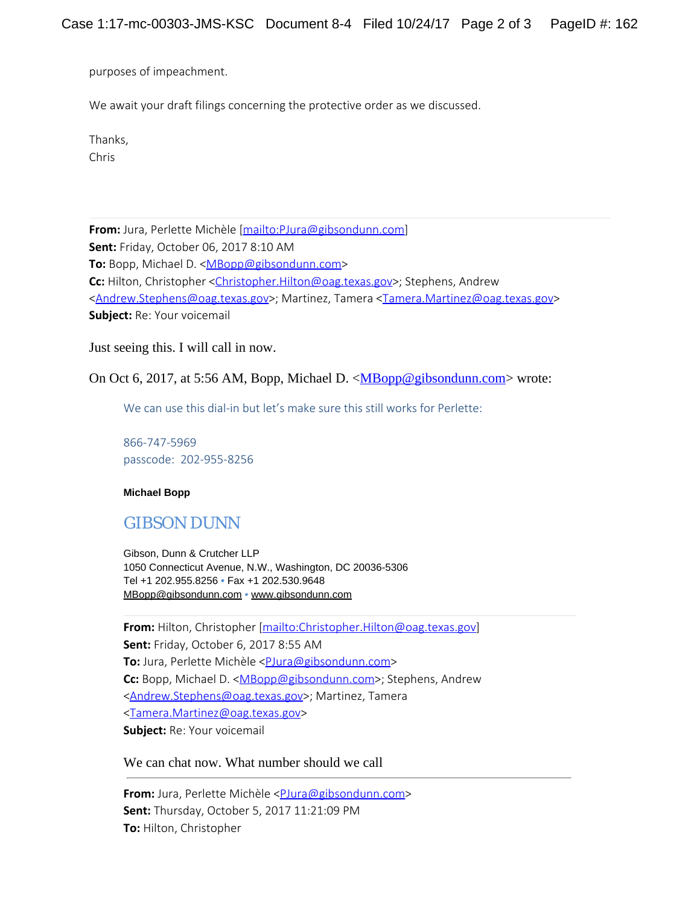purposes of impeachment.

We await your draft filings concerning the protective order as we discussed.

Thanks,
Chris

---

**From:** Jura, Perlette Michèle [mailto:PJura@gibsondunn.com]
**Sent:** Friday, October 06, 2017 8:10 AM
**To:** Bopp, Michael D. <MBopp@gibsondunn.com>
**Cc:** Hilton, Christopher <Christopher.Hilton@oag.texas.gov>; Stephens, Andrew <Andrew.Stephens@oag.texas.gov>; Martinez, Tamera <Tamera.Martinez@oag.texas.gov>
**Subject:** Re: Your voicemail

Just seeing this. I will call in now.

On Oct 6, 2017, at 5:56 AM, Bopp, Michael D. <MBopp@gibsondunn.com> wrote:

> We can use this dial-in but let's make sure this still works for Perlette:
>
> 866-747-5969
> passcode: 202-955-8256
>
> **Michael Bopp**
>
> GIBSON DUNN
>
> Gibson, Dunn & Crutcher LLP
> 1050 Connecticut Avenue, N.W., Washington, DC 20036-5306
> Tel +1 202.955.8256 • Fax +1 202.530.9648
> MBopp@gibsondunn.com • www.gibsondunn.com
>
> ---
>
> **From:** Hilton, Christopher [mailto:Christopher.Hilton@oag.texas.gov]
> **Sent:** Friday, October 6, 2017 8:55 AM
> **To:** Jura, Perlette Michèle <PJura@gibsondunn.com>
> **Cc:** Bopp, Michael D. <MBopp@gibsondunn.com>; Stephens, Andrew <Andrew.Stephens@oag.texas.gov>; Martinez, Tamera <Tamera.Martinez@oag.texas.gov>
> **Subject:** Re: Your voicemail
>
> We can chat now. What number should we call
>
> ---
>
> **From:** Jura, Perlette Michèle <PJura@gibsondunn.com>
> **Sent:** Thursday, October 5, 2017 11:21:09 PM
> **To:** Hilton, Christopher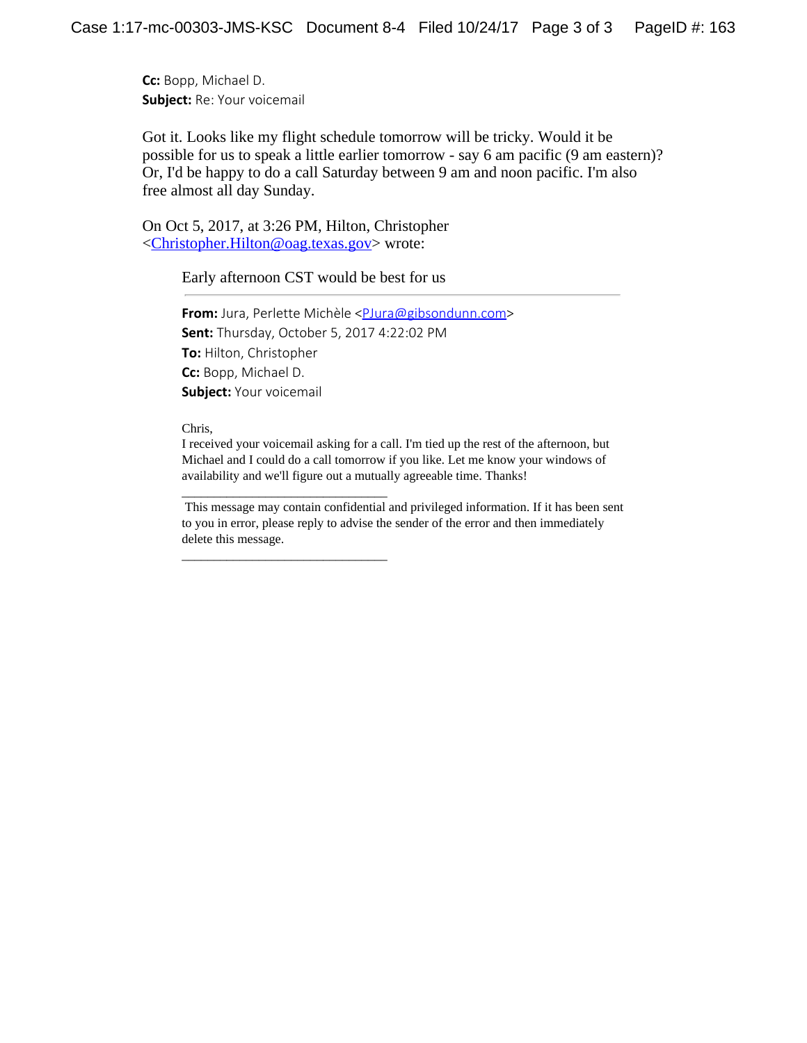**Cc:** Bopp, Michael D.
**Subject:** Re: Your voicemail

Got it. Looks like my flight schedule tomorrow will be tricky. Would it be possible for us to speak a little earlier tomorrow - say 6 am pacific (9 am eastern)? Or, I'd be happy to do a call Saturday between 9 am and noon pacific. I'm also free almost all day Sunday.

On Oct 5, 2017, at 3:26 PM, Hilton, Christopher <Christopher.Hilton@oag.texas.gov> wrote:

> Early afternoon CST would be best for us
>
> ---
>
> **From:** Jura, Perlette Michèle <PJura@gibsondunn.com>
> **Sent:** Thursday, October 5, 2017 4:22:02 PM
> **To:** Hilton, Christopher
> **Cc:** Bopp, Michael D.
> **Subject:** Your voicemail
>
> Chris,
> I received your voicemail asking for a call. I'm tied up the rest of the afternoon, but Michael and I could do a call tomorrow if you like. Let me know your windows of availability and we'll figure out a mutually agreeable time. Thanks!
>
> ---
>
> This message may contain confidential and privileged information. If it has been sent to you in error, please reply to advise the sender of the error and then immediately delete this message.
>
> ---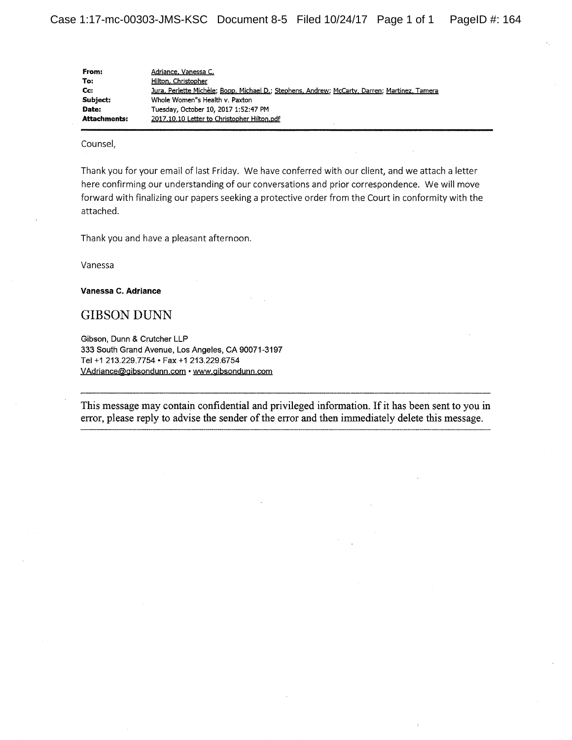| | |
|---|---|
| **From:** | Adriance, Vanessa C. |
| **To:** | Hilton, Christopher |
| **Cc:** | Jura, Perlette Michèle; Bopp, Michael D.; Stephens, Andrew; McCarty, Darren; Martinez, Tamera |
| **Subject:** | Whole Women"s Health v. Paxton |
| **Date:** | Tuesday, October 10, 2017 1:52:47 PM |
| **Attachments:** | 2017.10.10 Letter to Christopher Hilton.pdf |

Counsel,

Thank you for your email of last Friday. We have conferred with our client, and we attach a letter here confirming our understanding of our conversations and prior correspondence. We will move forward with finalizing our papers seeking a protective order from the Court in conformity with the attached.

Thank you and have a pleasant afternoon.

Vanessa

**Vanessa C. Adriance**

GIBSON DUNN

Gibson, Dunn & Crutcher LLP
333 South Grand Avenue, Los Angeles, CA 90071-3197
Tel +1 213.229.7754 • Fax +1 213.229.6754
VAdriance@gibsondunn.com • www.gibsondunn.com

---

This message may contain confidential and privileged information. If it has been sent to you in error, please reply to advise the sender of the error and then immediately delete this message.

---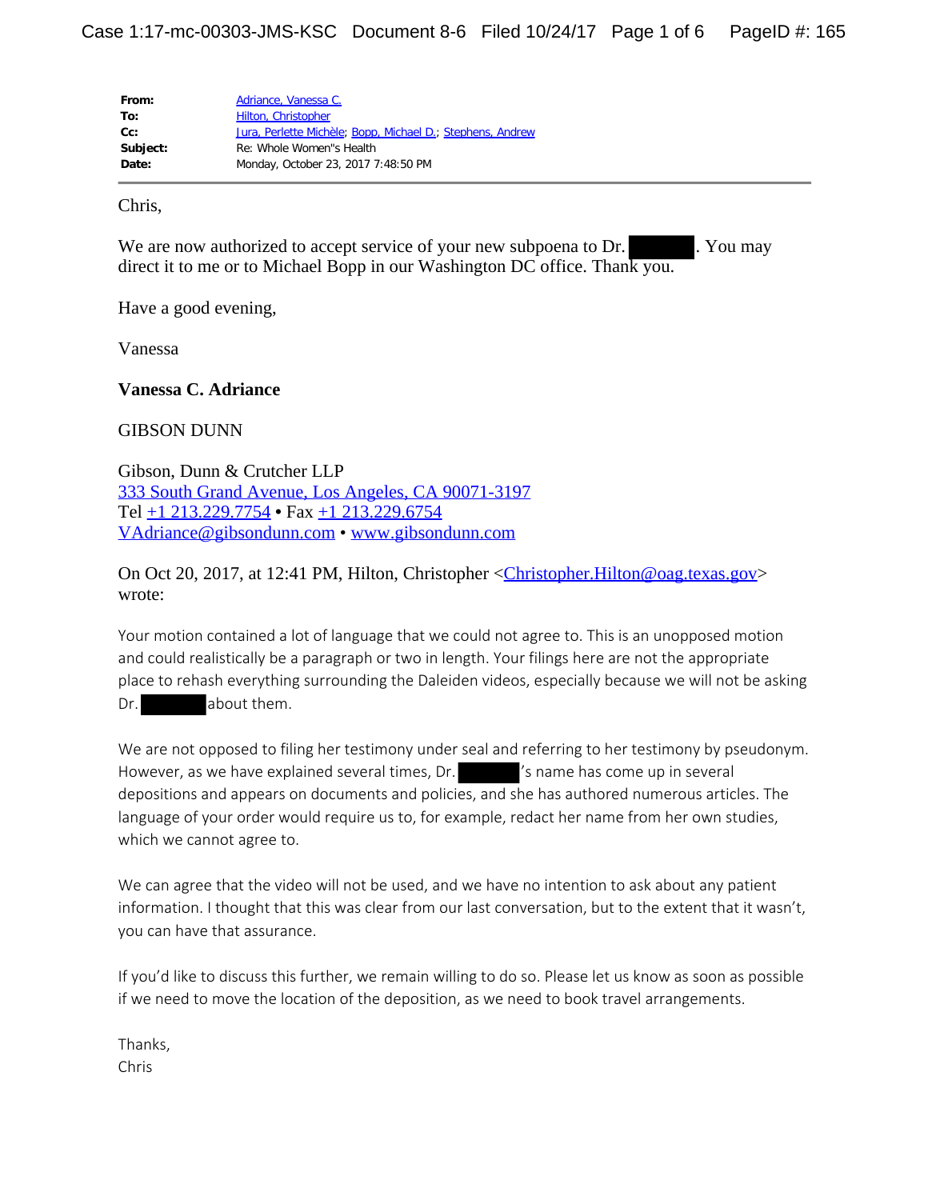**From:** Adriance, Vanessa C.
**To:** Hilton, Christopher
**Cc:** Jura, Perlette Michèle; Bopp, Michael D.; Stephens, Andrew
**Subject:** Re: Whole Women"s Health
**Date:** Monday, October 23, 2017 7:48:50 PM

---

Chris,

We are now authorized to accept service of your new subpoena to Dr. ████. You may direct it to me or to Michael Bopp in our Washington DC office. Thank you.

Have a good evening,

Vanessa

**Vanessa C. Adriance**

GIBSON DUNN

Gibson, Dunn & Crutcher LLP
333 South Grand Avenue, Los Angeles, CA 90071-3197
Tel +1 213.229.7754 • Fax +1 213.229.6754
VAdriance@gibsondunn.com • www.gibsondunn.com

On Oct 20, 2017, at 12:41 PM, Hilton, Christopher <Christopher.Hilton@oag.texas.gov> wrote:

Your motion contained a lot of language that we could not agree to. This is an unopposed motion and could realistically be a paragraph or two in length. Your filings here are not the appropriate place to rehash everything surrounding the Daleiden videos, especially because we will not be asking Dr. ████ about them.

We are not opposed to filing her testimony under seal and referring to her testimony by pseudonym. However, as we have explained several times, Dr. ████'s name has come up in several depositions and appears on documents and policies, and she has authored numerous articles. The language of your order would require us to, for example, redact her name from her own studies, which we cannot agree to.

We can agree that the video will not be used, and we have no intention to ask about any patient information. I thought that this was clear from our last conversation, but to the extent that it wasn't, you can have that assurance.

If you'd like to discuss this further, we remain willing to do so. Please let us know as soon as possible if we need to move the location of the deposition, as we need to book travel arrangements.

Thanks,
Chris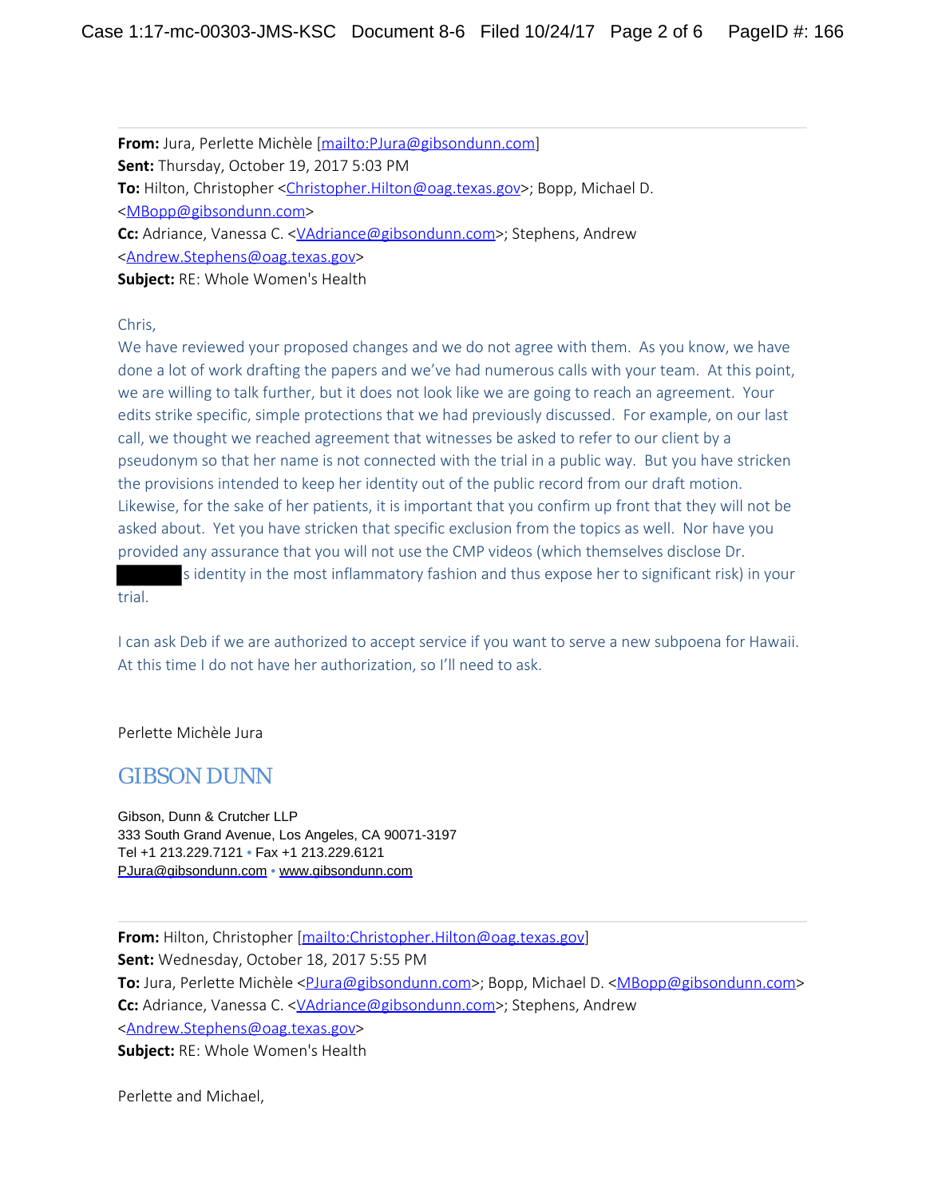**From:** Jura, Perlette Michèle [mailto:PJura@gibsondunn.com]
**Sent:** Thursday, October 19, 2017 5:03 PM
**To:** Hilton, Christopher <Christopher.Hilton@oag.texas.gov>; Bopp, Michael D. <MBopp@gibsondunn.com>
**Cc:** Adriance, Vanessa C. <VAdriance@gibsondunn.com>; Stephens, Andrew <Andrew.Stephens@oag.texas.gov>
**Subject:** RE: Whole Women's Health

Chris,

We have reviewed your proposed changes and we do not agree with them. As you know, we have done a lot of work drafting the papers and we've had numerous calls with your team. At this point, we are willing to talk further, but it does not look like we are going to reach an agreement. Your edits strike specific, simple protections that we had previously discussed. For example, on our last call, we thought we reached agreement that witnesses be asked to refer to our client by a pseudonym so that her name is not connected with the trial in a public way. But you have stricken the provisions intended to keep her identity out of the public record from our draft motion. Likewise, for the sake of her patients, it is important that you confirm up front that they will not be asked about. Yet you have stricken that specific exclusion from the topics as well. Nor have you provided any assurance that you will not use the CMP videos (which themselves disclose Dr. [REDACTED]s identity in the most inflammatory fashion and thus expose her to significant risk) in your trial.

I can ask Deb if we are authorized to accept service if you want to serve a new subpoena for Hawaii. At this time I do not have her authorization, so I'll need to ask.

Perlette Michèle Jura

GIBSON DUNN

Gibson, Dunn & Crutcher LLP
333 South Grand Avenue, Los Angeles, CA 90071-3197
Tel +1 213.229.7121 • Fax +1 213.229.6121
PJura@gibsondunn.com • www.gibsondunn.com

---

**From:** Hilton, Christopher [mailto:Christopher.Hilton@oag.texas.gov]
**Sent:** Wednesday, October 18, 2017 5:55 PM
**To:** Jura, Perlette Michèle <PJura@gibsondunn.com>; Bopp, Michael D. <MBopp@gibsondunn.com>
**Cc:** Adriance, Vanessa C. <VAdriance@gibsondunn.com>; Stephens, Andrew <Andrew.Stephens@oag.texas.gov>
**Subject:** RE: Whole Women's Health

Perlette and Michael,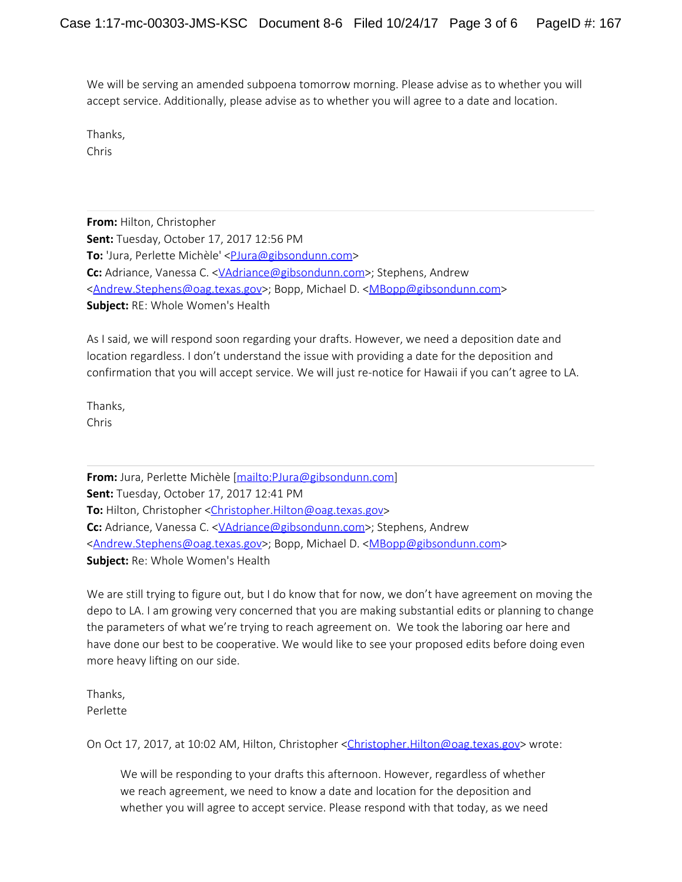We will be serving an amended subpoena tomorrow morning. Please advise as to whether you will accept service. Additionally, please advise as to whether you will agree to a date and location.

Thanks,
Chris

---

**From:** Hilton, Christopher
**Sent:** Tuesday, October 17, 2017 12:56 PM
**To:** 'Jura, Perlette Michèle' <PJura@gibsondunn.com>
**Cc:** Adriance, Vanessa C. <VAdriance@gibsondunn.com>; Stephens, Andrew <Andrew.Stephens@oag.texas.gov>; Bopp, Michael D. <MBopp@gibsondunn.com>
**Subject:** RE: Whole Women's Health

As I said, we will respond soon regarding your drafts. However, we need a deposition date and location regardless. I don't understand the issue with providing a date for the deposition and confirmation that you will accept service. We will just re-notice for Hawaii if you can't agree to LA.

Thanks,
Chris

---

**From:** Jura, Perlette Michèle [mailto:PJura@gibsondunn.com]
**Sent:** Tuesday, October 17, 2017 12:41 PM
**To:** Hilton, Christopher <Christopher.Hilton@oag.texas.gov>
**Cc:** Adriance, Vanessa C. <VAdriance@gibsondunn.com>; Stephens, Andrew <Andrew.Stephens@oag.texas.gov>; Bopp, Michael D. <MBopp@gibsondunn.com>
**Subject:** Re: Whole Women's Health

We are still trying to figure out, but I do know that for now, we don't have agreement on moving the depo to LA. I am growing very concerned that you are making substantial edits or planning to change the parameters of what we're trying to reach agreement on. We took the laboring oar here and have done our best to be cooperative. We would like to see your proposed edits before doing even more heavy lifting on our side.

Thanks,
Perlette

On Oct 17, 2017, at 10:02 AM, Hilton, Christopher <Christopher.Hilton@oag.texas.gov> wrote:

> We will be responding to your drafts this afternoon. However, regardless of whether we reach agreement, we need to know a date and location for the deposition and whether you will agree to accept service. Please respond with that today, as we need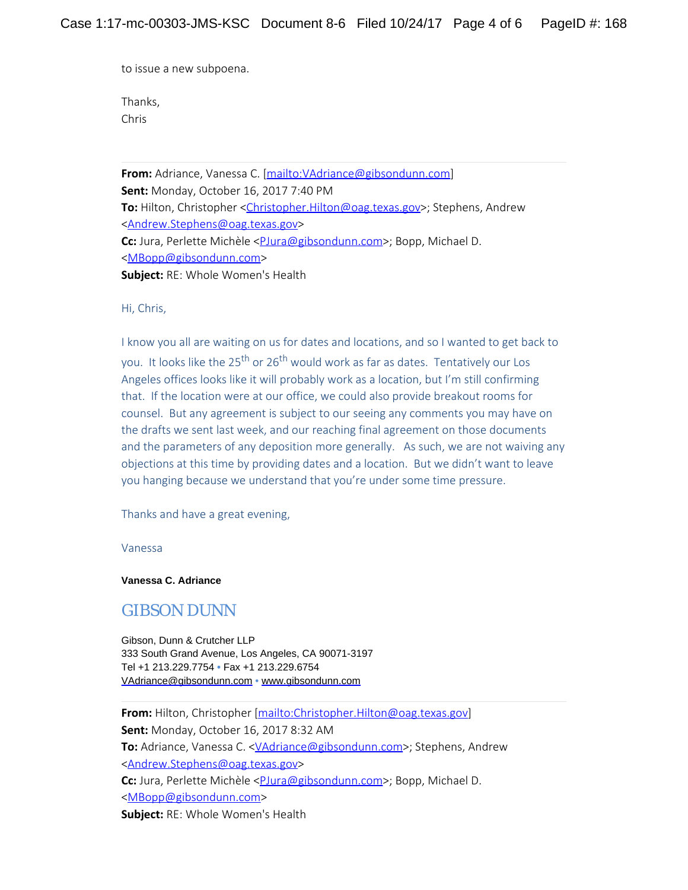to issue a new subpoena.

Thanks,
Chris

---

**From:** Adriance, Vanessa C. [mailto:VAdriance@gibsondunn.com]
**Sent:** Monday, October 16, 2017 7:40 PM
**To:** Hilton, Christopher <Christopher.Hilton@oag.texas.gov>; Stephens, Andrew <Andrew.Stephens@oag.texas.gov>
**Cc:** Jura, Perlette Michèle <PJura@gibsondunn.com>; Bopp, Michael D. <MBopp@gibsondunn.com>
**Subject:** RE: Whole Women's Health

Hi, Chris,

I know you all are waiting on us for dates and locations, and so I wanted to get back to you. It looks like the 25th or 26th would work as far as dates. Tentatively our Los Angeles offices looks like it will probably work as a location, but I'm still confirming that. If the location were at our office, we could also provide breakout rooms for counsel. But any agreement is subject to our seeing any comments you may have on the drafts we sent last week, and our reaching final agreement on those documents and the parameters of any deposition more generally. As such, we are not waiving any objections at this time by providing dates and a location. But we didn't want to leave you hanging because we understand that you're under some time pressure.

Thanks and have a great evening,

Vanessa

**Vanessa C. Adriance**

GIBSON DUNN

Gibson, Dunn & Crutcher LLP
333 South Grand Avenue, Los Angeles, CA 90071-3197
Tel +1 213.229.7754 • Fax +1 213.229.6754
VAdriance@gibsondunn.com • www.gibsondunn.com

---

**From:** Hilton, Christopher [mailto:Christopher.Hilton@oag.texas.gov]
**Sent:** Monday, October 16, 2017 8:32 AM
**To:** Adriance, Vanessa C. <VAdriance@gibsondunn.com>; Stephens, Andrew <Andrew.Stephens@oag.texas.gov>
**Cc:** Jura, Perlette Michèle <PJura@gibsondunn.com>; Bopp, Michael D. <MBopp@gibsondunn.com>
**Subject:** RE: Whole Women's Health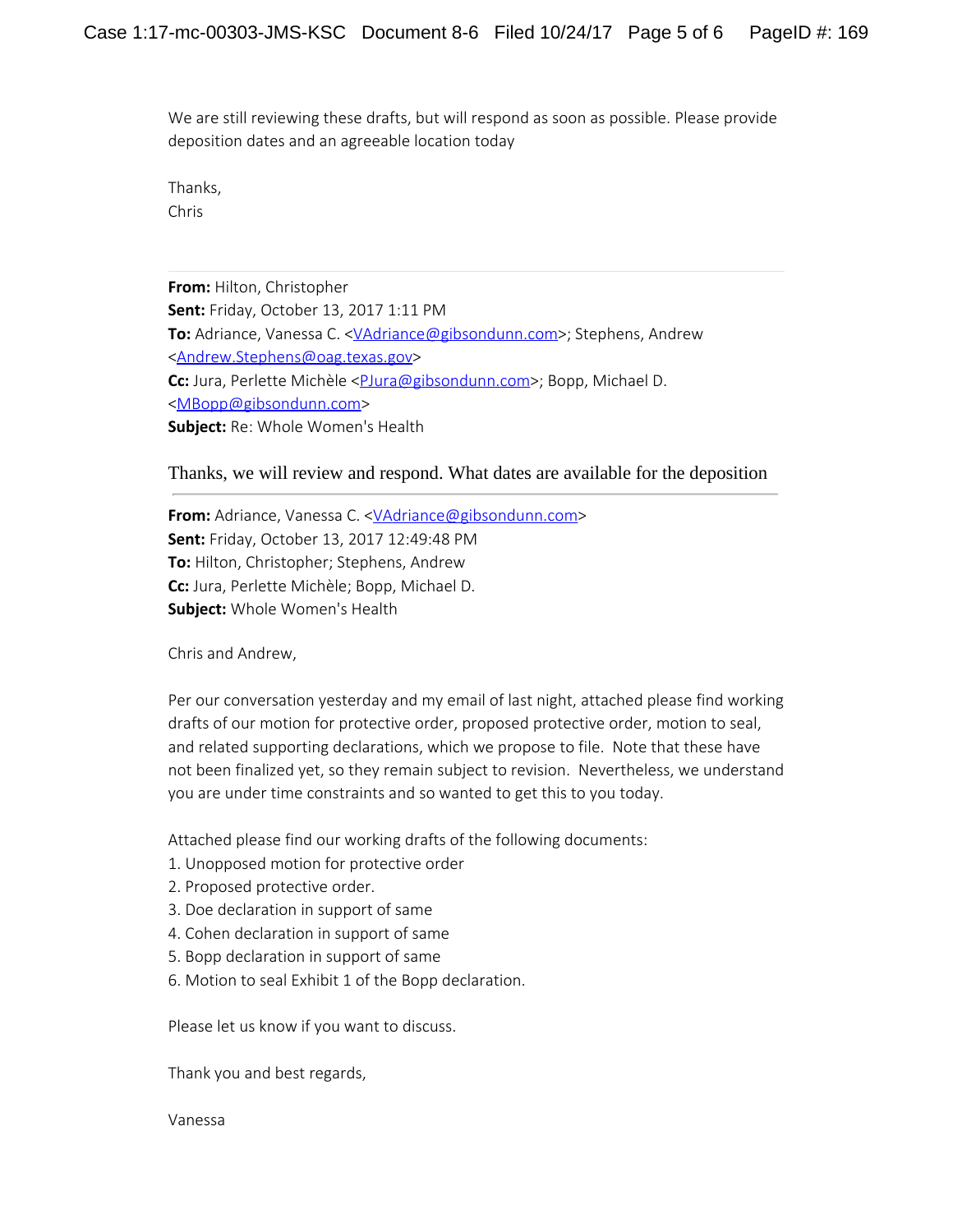We are still reviewing these drafts, but will respond as soon as possible. Please provide deposition dates and an agreeable location today

Thanks,
Chris

---

**From:** Hilton, Christopher
**Sent:** Friday, October 13, 2017 1:11 PM
**To:** Adriance, Vanessa C. <VAdriance@gibsondunn.com>; Stephens, Andrew <Andrew.Stephens@oag.texas.gov>
**Cc:** Jura, Perlette Michèle <PJura@gibsondunn.com>; Bopp, Michael D. <MBopp@gibsondunn.com>
**Subject:** Re: Whole Women's Health

Thanks, we will review and respond. What dates are available for the deposition

---

**From:** Adriance, Vanessa C. <VAdriance@gibsondunn.com>
**Sent:** Friday, October 13, 2017 12:49:48 PM
**To:** Hilton, Christopher; Stephens, Andrew
**Cc:** Jura, Perlette Michèle; Bopp, Michael D.
**Subject:** Whole Women's Health

Chris and Andrew,

Per our conversation yesterday and my email of last night, attached please find working drafts of our motion for protective order, proposed protective order, motion to seal, and related supporting declarations, which we propose to file. Note that these have not been finalized yet, so they remain subject to revision. Nevertheless, we understand you are under time constraints and so wanted to get this to you today.

Attached please find our working drafts of the following documents:
1. Unopposed motion for protective order
2. Proposed protective order.
3. Doe declaration in support of same
4. Cohen declaration in support of same
5. Bopp declaration in support of same
6. Motion to seal Exhibit 1 of the Bopp declaration.

Please let us know if you want to discuss.

Thank you and best regards,

Vanessa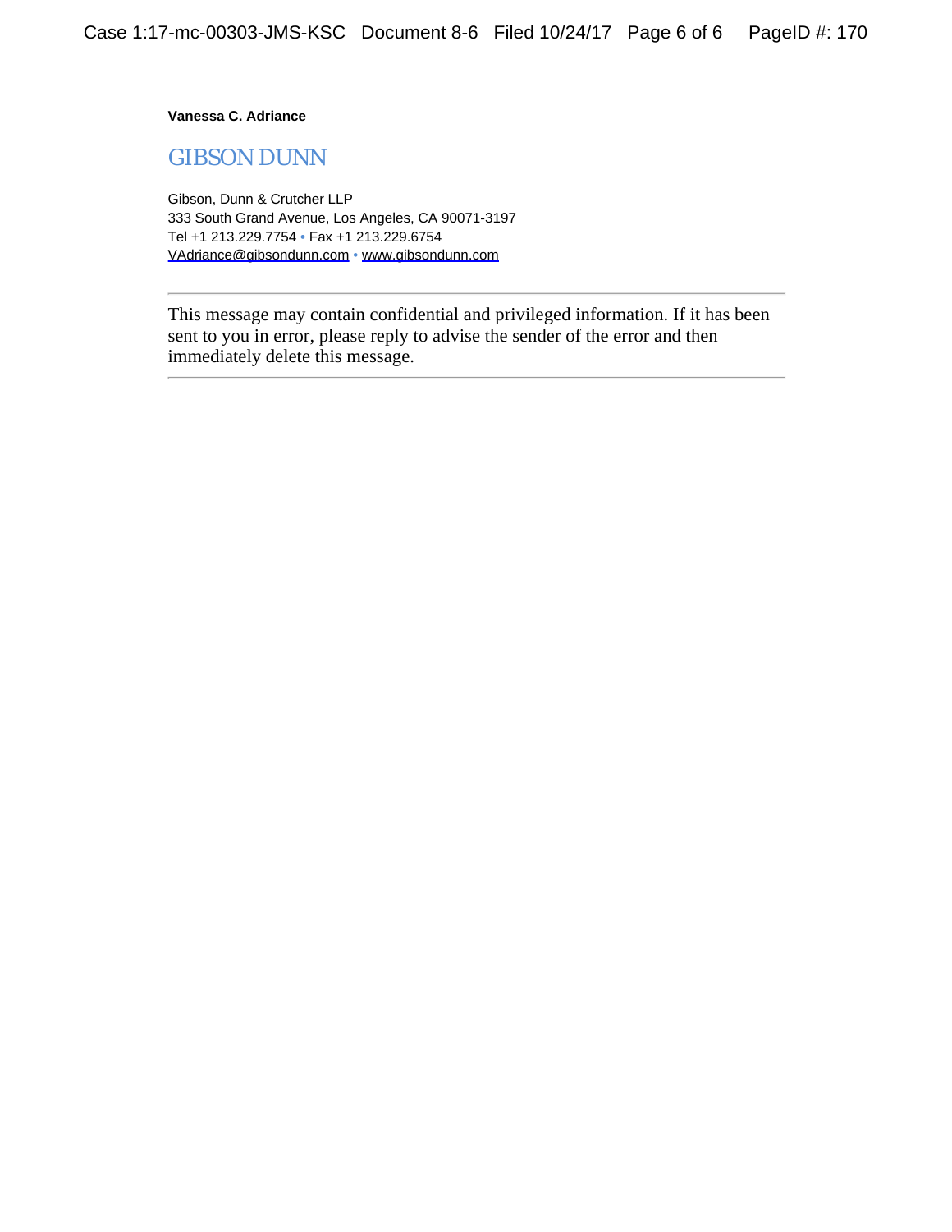**Vanessa C. Adriance**

GIBSON DUNN

Gibson, Dunn & Crutcher LLP
333 South Grand Avenue, Los Angeles, CA 90071-3197
Tel +1 213.229.7754 • Fax +1 213.229.6754
VAdriance@gibsondunn.com • www.gibsondunn.com

---

This message may contain confidential and privileged information. If it has been sent to you in error, please reply to advise the sender of the error and then immediately delete this message.

---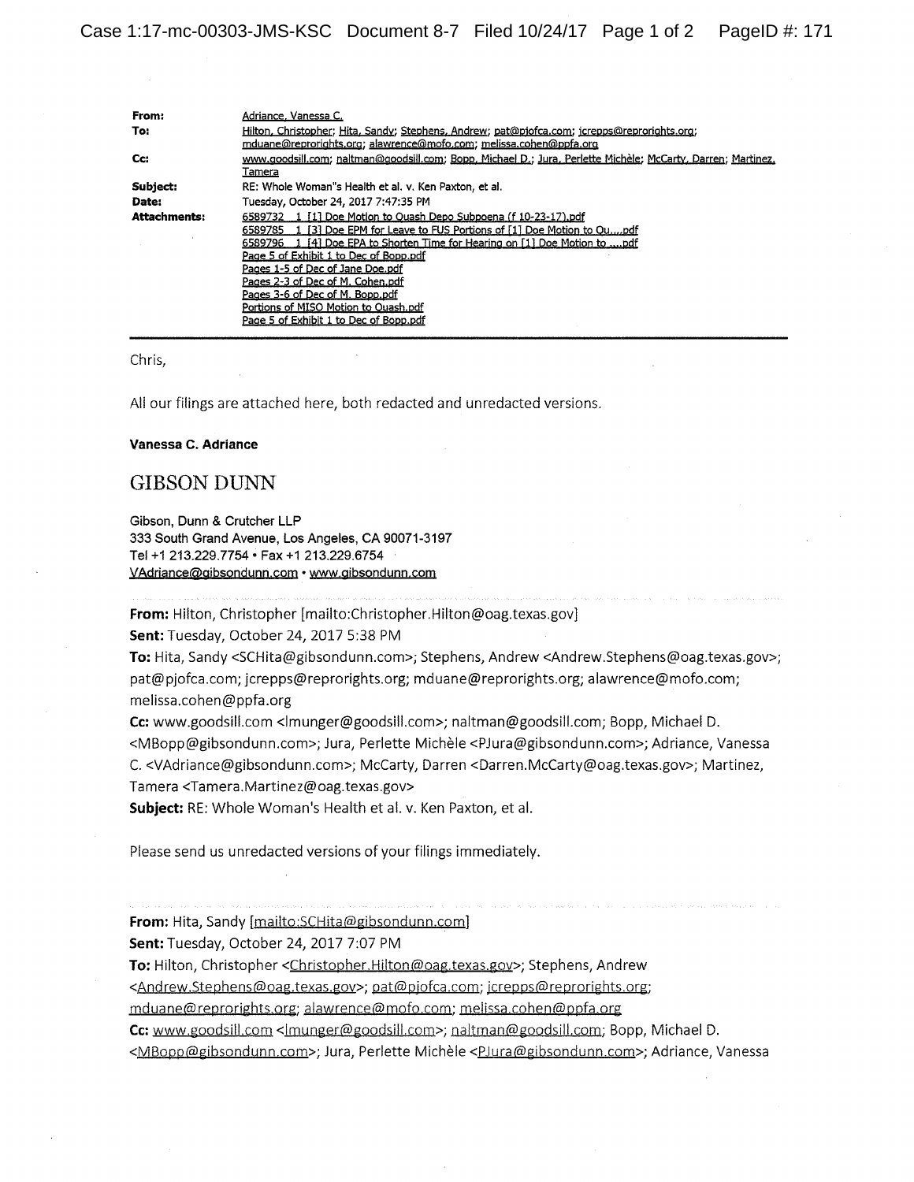| | |
|---|---|
| **From:** | Adriance, Vanessa C. |
| **To:** | Hilton, Christopher; Hita, Sandy; Stephens, Andrew; pat@pjofca.com; jcrepps@reprorights.org; mduane@reprorights.org; alawrence@mofo.com; melissa.cohen@ppfa.org |
| **Cc:** | www.goodsill.com; naltman@goodsill.com; Bopp, Michael D.; Jura, Perlette Michèle; McCarty, Darren; Martinez, Tamera |
| **Subject:** | RE: Whole Woman"s Health et al. v. Ken Paxton, et al. |
| **Date:** | Tuesday, October 24, 2017 7:47:35 PM |
| **Attachments:** | 6589732_1_[1] Doe Motion to Quash Depo Subpoena (f 10-23-17).pdf<br>6589785_1_[3] Doe EPM for Leave to FUS Portions of [1] Doe Motion to Qu....pdf<br>6589796_1_[4] Doe EPA to Shorten Time for Hearing on [1] Doe Motion to ....pdf<br>Page 5 of Exhibit 1 to Dec of Bopp.pdf<br>Pages 1-5 of Dec of Jane Doe.pdf<br>Pages 2-3 of Dec of M. Cohen.pdf<br>Pages 3-6 of Dec of M. Bopp.pdf<br>Portions of MISO Motion to Quash.pdf<br>Page 5 of Exhibit 1 to Dec of Bopp.pdf |

Chris,

All our filings are attached here, both redacted and unredacted versions.

**Vanessa C. Adriance**

GIBSON DUNN

Gibson, Dunn & Crutcher LLP
333 South Grand Avenue, Los Angeles, CA 90071-3197
Tel +1 213.229.7754 • Fax +1 213.229.6754
VAdriance@gibsondunn.com • www.gibsondunn.com

**From:** Hilton, Christopher [mailto:Christopher.Hilton@oag.texas.gov]
**Sent:** Tuesday, October 24, 2017 5:38 PM
**To:** Hita, Sandy <SCHita@gibsondunn.com>; Stephens, Andrew <Andrew.Stephens@oag.texas.gov>; pat@pjofca.com; jcrepps@reprorights.org; mduane@reprorights.org; alawrence@mofo.com; melissa.cohen@ppfa.org
**Cc:** www.goodsill.com <lmunger@goodsill.com>; naltman@goodsill.com; Bopp, Michael D. <MBopp@gibsondunn.com>; Jura, Perlette Michèle <PJura@gibsondunn.com>; Adriance, Vanessa C. <VAdriance@gibsondunn.com>; McCarty, Darren <Darren.McCarty@oag.texas.gov>; Martinez, Tamera <Tamera.Martinez@oag.texas.gov>
**Subject:** RE: Whole Woman's Health et al. v. Ken Paxton, et al.

Please send us unredacted versions of your filings immediately.

**From:** Hita, Sandy [mailto:SCHita@gibsondunn.com]
**Sent:** Tuesday, October 24, 2017 7:07 PM
**To:** Hilton, Christopher <Christopher.Hilton@oag.texas.gov>; Stephens, Andrew <Andrew.Stephens@oag.texas.gov>; pat@pjofca.com; jcrepps@reprorights.org; mduane@reprorights.org; alawrence@mofo.com; melissa.cohen@ppfa.org
**Cc:** www.goodsill.com <lmunger@goodsill.com>; naltman@goodsill.com; Bopp, Michael D. <MBopp@gibsondunn.com>; Jura, Perlette Michèle <PJura@gibsondunn.com>; Adriance, Vanessa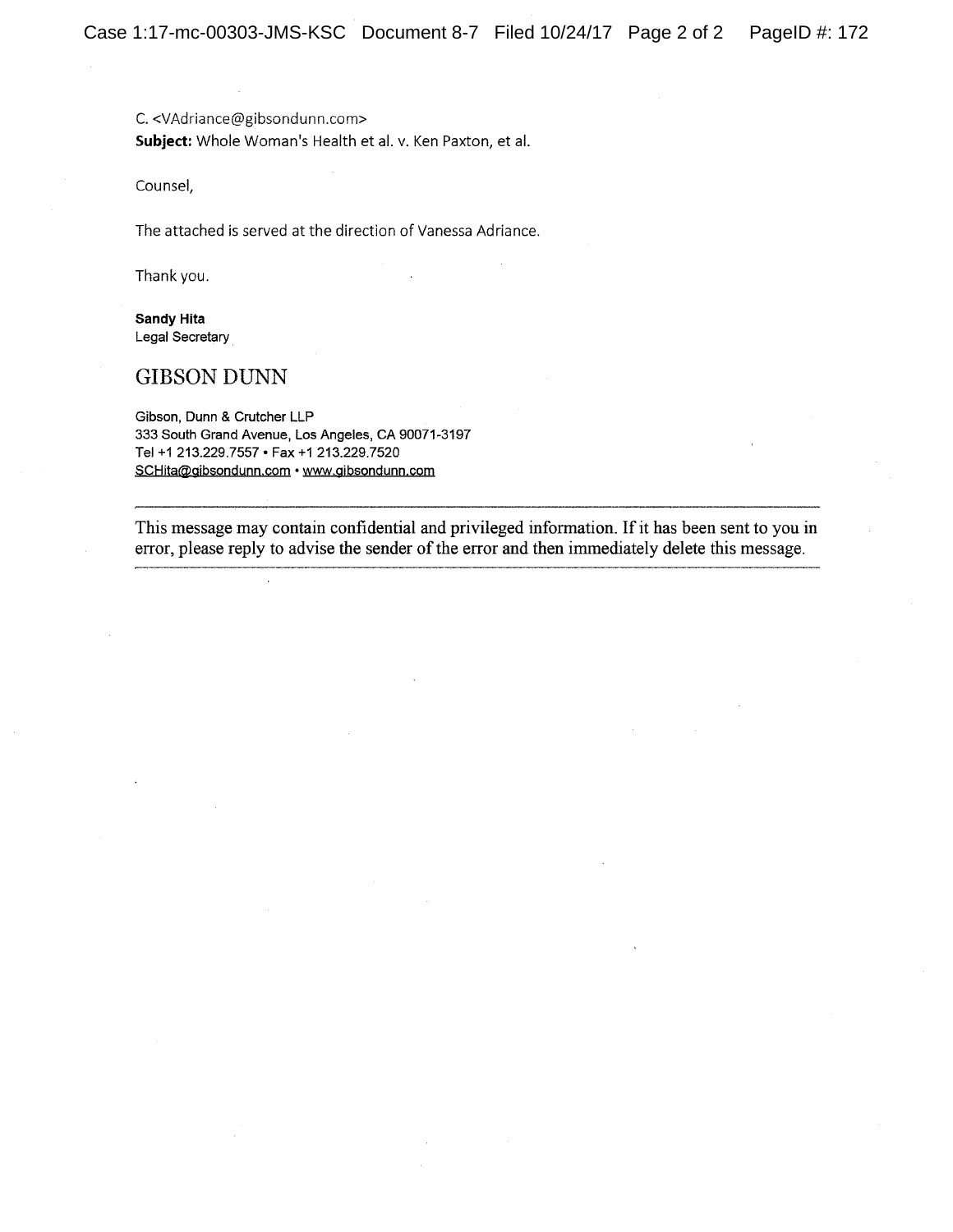C. <VAdriance@gibsondunn.com>
**Subject:** Whole Woman's Health et al. v. Ken Paxton, et al.

Counsel,

The attached is served at the direction of Vanessa Adriance.

Thank you.

**Sandy Hita**
Legal Secretary

GIBSON DUNN

Gibson, Dunn & Crutcher LLP
333 South Grand Avenue, Los Angeles, CA 90071-3197
Tel +1 213.229.7557 • Fax +1 213.229.7520
SCHita@gibsondunn.com • www.gibsondunn.com

---

This message may contain confidential and privileged information. If it has been sent to you in error, please reply to advise the sender of the error and then immediately delete this message.

---